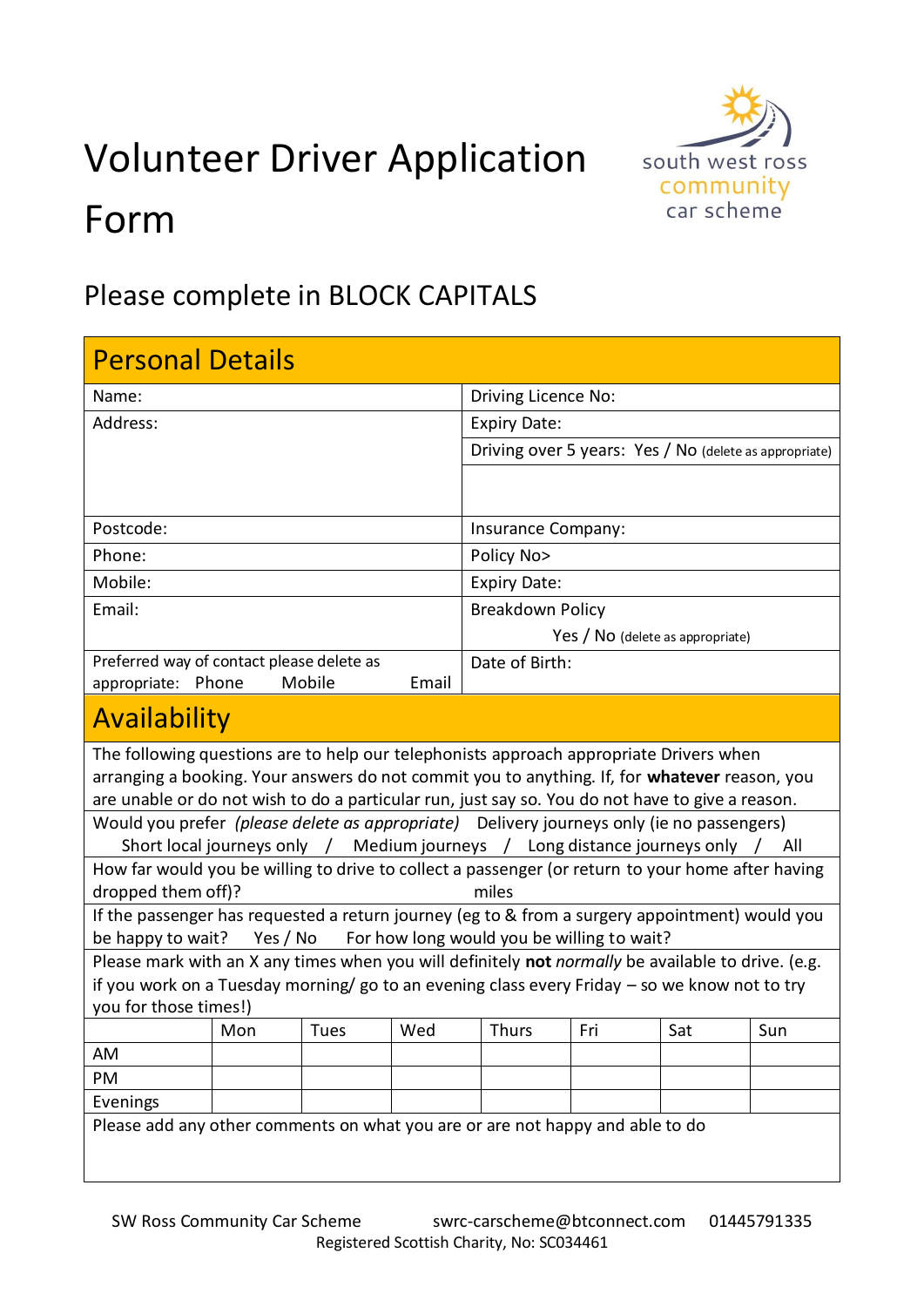# Volunteer Driver Application Form

south west ross community car scheme

## Please complete in BLOCK CAPITALS

## Personal Details

| | |
|---|---|
| Name: | Driving Licence No: |
| Address: | Expiry Date: |
| | Driving over 5 years: Yes / No (delete as appropriate) |
| | |
| Postcode: | Insurance Company: |
| Phone: | Policy No> |
| Mobile: | Expiry Date: |
| Email: | Breakdown Policy Yes / No (delete as appropriate) |
| Preferred way of contact please delete as appropriate: Phone Mobile Email | Date of Birth: |

## Availability

The following questions are to help our telephonists approach appropriate Drivers when arranging a booking. Your answers do not commit you to anything. If, for **whatever** reason, you are unable or do not wish to do a particular run, just say so. You do not have to give a reason.

Would you prefer *(please delete as appropriate)* Delivery journeys only (ie no passengers) Short local journeys only / Medium journeys / Long distance journeys only / All

How far would you be willing to drive to collect a passenger (or return to your home after having dropped them off)? miles

If the passenger has requested a return journey (eg to & from a surgery appointment) would you be happy to wait? Yes / No For how long would you be willing to wait?

Please mark with an X any times when you will definitely **not** *normally* be available to drive. (e.g. if you work on a Tuesday morning/ go to an evening class every Friday – so we know not to try you for those times!)

| | Mon | Tues | Wed | Thurs | Fri | Sat | Sun |
|---|---|---|---|---|---|---|---|
| AM | | | | | | | |
| PM | | | | | | | |
| Evenings | | | | | | | |

Please add any other comments on what you are or are not happy and able to do

SW Ross Community Car Scheme swrc-carscheme@btconnect.com 01445791335
Registered Scottish Charity, No: SC034461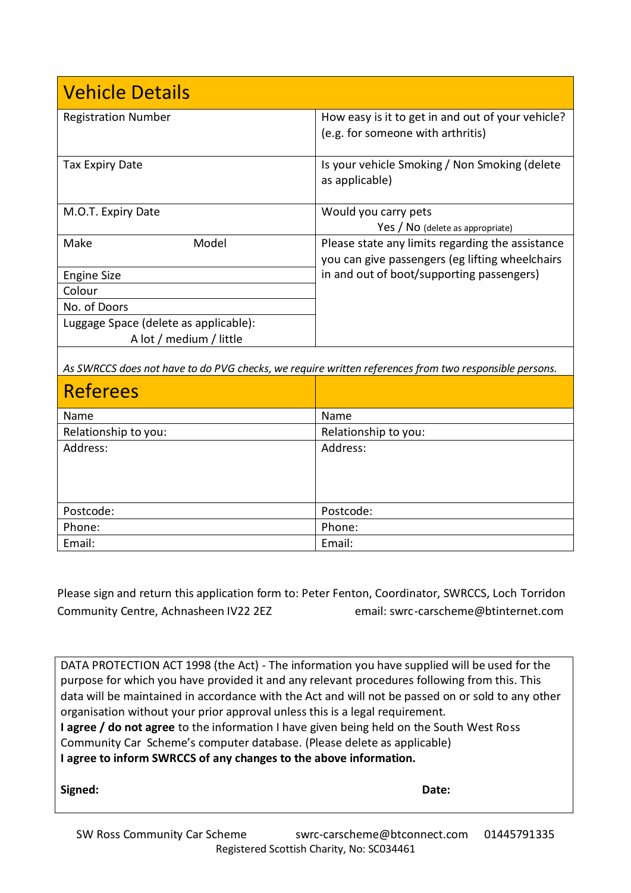## Vehicle Details

| | |
|---|---|
| Registration Number | How easy is it to get in and out of your vehicle? (e.g. for someone with arthritis) |
| Tax Expiry Date | Is your vehicle Smoking / Non Smoking (delete as applicable) |
| M.O.T. Expiry Date | Would you carry pets<br>Yes / No (delete as appropriate) |
| Make Model | Please state any limits regarding the assistance you can give passengers (eg lifting wheelchairs in and out of boot/supporting passengers) |
| Engine Size | |
| Colour | |
| No. of Doors | |
| Luggage Space (delete as applicable):<br>A lot / medium / little | |

*As SWRCCS does not have to do PVG checks, we require written references from two responsible persons.*

## Referees

| | |
|---|---|
| Name | Name |
| Relationship to you: | Relationship to you: |
| Address: | Address: |
| Postcode: | Postcode: |
| Phone: | Phone: |
| Email: | Email: |

Please sign and return this application form to: Peter Fenton, Coordinator, SWRCCS, Loch Torridon Community Centre, Achnasheen IV22 2EZ email: swrc-carscheme@btinternet.com

DATA PROTECTION ACT 1998 (the Act) - The information you have supplied will be used for the purpose for which you have provided it and any relevant procedures following from this. This data will be maintained in accordance with the Act and will not be passed on or sold to any other organisation without your prior approval unless this is a legal requirement.
**I agree / do not agree** to the information I have given being held on the South West Ross Community Car Scheme's computer database. (Please delete as applicable)
**I agree to inform SWRCCS of any changes to the above information.**

**Signed:** **Date:**

SW Ross Community Car Scheme swrc-carscheme@btconnect.com 01445791335
Registered Scottish Charity, No: SC034461